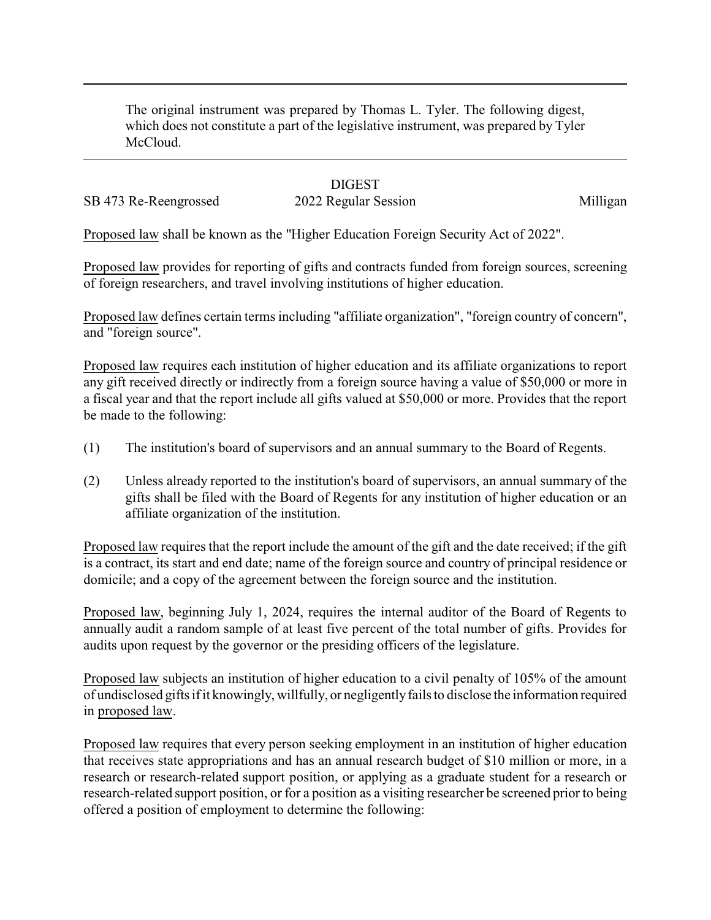The original instrument was prepared by Thomas L. Tyler. The following digest, which does not constitute a part of the legislative instrument, was prepared by Tyler McCloud.

---

DIGEST

SB 473 Re-Reengrossed | 2022 Regular Session | Milligan

Proposed law shall be known as the "Higher Education Foreign Security Act of 2022".

Proposed law provides for reporting of gifts and contracts funded from foreign sources, screening of foreign researchers, and travel involving institutions of higher education.

Proposed law defines certain terms including "affiliate organization", "foreign country of concern", and "foreign source".

Proposed law requires each institution of higher education and its affiliate organizations to report any gift received directly or indirectly from a foreign source having a value of $50,000 or more in a fiscal year and that the report include all gifts valued at $50,000 or more. Provides that the report be made to the following:

(1) The institution's board of supervisors and an annual summary to the Board of Regents.

(2) Unless already reported to the institution's board of supervisors, an annual summary of the gifts shall be filed with the Board of Regents for any institution of higher education or an affiliate organization of the institution.

Proposed law requires that the report include the amount of the gift and the date received; if the gift is a contract, its start and end date; name of the foreign source and country of principal residence or domicile; and a copy of the agreement between the foreign source and the institution.

Proposed law, beginning July 1, 2024, requires the internal auditor of the Board of Regents to annually audit a random sample of at least five percent of the total number of gifts. Provides for audits upon request by the governor or the presiding officers of the legislature.

Proposed law subjects an institution of higher education to a civil penalty of 105% of the amount of undisclosed gifts if it knowingly, willfully, or negligently fails to disclose the information required in proposed law.

Proposed law requires that every person seeking employment in an institution of higher education that receives state appropriations and has an annual research budget of $10 million or more, in a research or research-related support position, or applying as a graduate student for a research or research-related support position, or for a position as a visiting researcher be screened prior to being offered a position of employment to determine the following: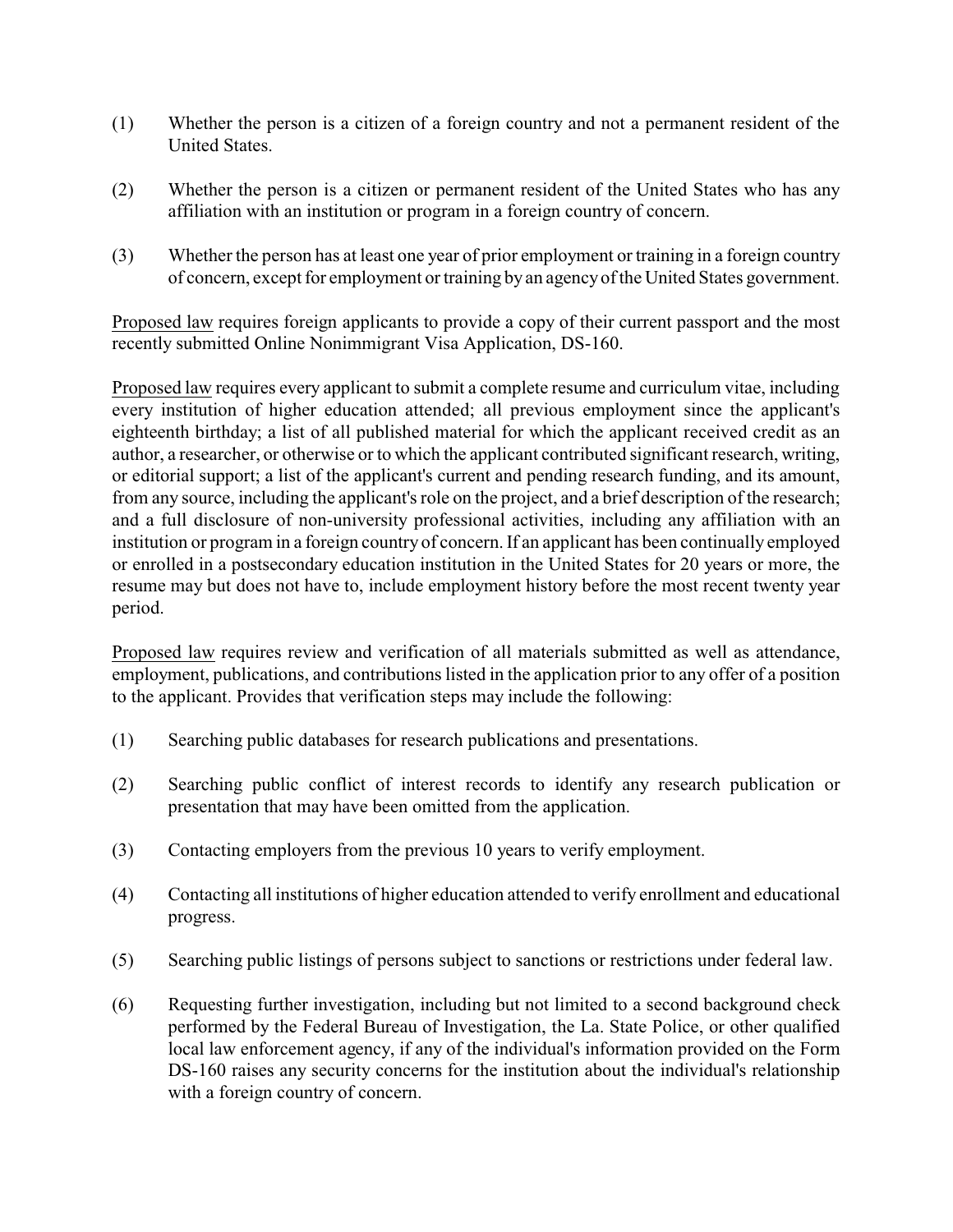(1) Whether the person is a citizen of a foreign country and not a permanent resident of the United States.

(2) Whether the person is a citizen or permanent resident of the United States who has any affiliation with an institution or program in a foreign country of concern.

(3) Whether the person has at least one year of prior employment or training in a foreign country of concern, except for employment or training by an agency of the United States government.

Proposed law requires foreign applicants to provide a copy of their current passport and the most recently submitted Online Nonimmigrant Visa Application, DS-160.

Proposed law requires every applicant to submit a complete resume and curriculum vitae, including every institution of higher education attended; all previous employment since the applicant's eighteenth birthday; a list of all published material for which the applicant received credit as an author, a researcher, or otherwise or to which the applicant contributed significant research, writing, or editorial support; a list of the applicant's current and pending research funding, and its amount, from any source, including the applicant's role on the project, and a brief description of the research; and a full disclosure of non-university professional activities, including any affiliation with an institution or program in a foreign country of concern. If an applicant has been continually employed or enrolled in a postsecondary education institution in the United States for 20 years or more, the resume may but does not have to, include employment history before the most recent twenty year period.

Proposed law requires review and verification of all materials submitted as well as attendance, employment, publications, and contributions listed in the application prior to any offer of a position to the applicant. Provides that verification steps may include the following:

(1) Searching public databases for research publications and presentations.

(2) Searching public conflict of interest records to identify any research publication or presentation that may have been omitted from the application.

(3) Contacting employers from the previous 10 years to verify employment.

(4) Contacting all institutions of higher education attended to verify enrollment and educational progress.

(5) Searching public listings of persons subject to sanctions or restrictions under federal law.

(6) Requesting further investigation, including but not limited to a second background check performed by the Federal Bureau of Investigation, the La. State Police, or other qualified local law enforcement agency, if any of the individual's information provided on the Form DS-160 raises any security concerns for the institution about the individual's relationship with a foreign country of concern.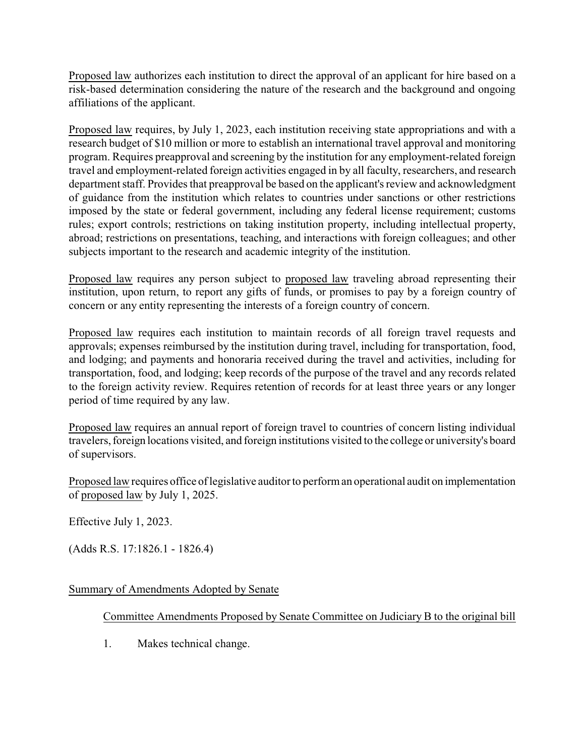Proposed law authorizes each institution to direct the approval of an applicant for hire based on a risk-based determination considering the nature of the research and the background and ongoing affiliations of the applicant.

Proposed law requires, by July 1, 2023, each institution receiving state appropriations and with a research budget of $10 million or more to establish an international travel approval and monitoring program. Requires preapproval and screening by the institution for any employment-related foreign travel and employment-related foreign activities engaged in by all faculty, researchers, and research department staff. Provides that preapproval be based on the applicant's review and acknowledgment of guidance from the institution which relates to countries under sanctions or other restrictions imposed by the state or federal government, including any federal license requirement; customs rules; export controls; restrictions on taking institution property, including intellectual property, abroad; restrictions on presentations, teaching, and interactions with foreign colleagues; and other subjects important to the research and academic integrity of the institution.

Proposed law requires any person subject to proposed law traveling abroad representing their institution, upon return, to report any gifts of funds, or promises to pay by a foreign country of concern or any entity representing the interests of a foreign country of concern.

Proposed law requires each institution to maintain records of all foreign travel requests and approvals; expenses reimbursed by the institution during travel, including for transportation, food, and lodging; and payments and honoraria received during the travel and activities, including for transportation, food, and lodging; keep records of the purpose of the travel and any records related to the foreign activity review. Requires retention of records for at least three years or any longer period of time required by any law.

Proposed law requires an annual report of foreign travel to countries of concern listing individual travelers, foreign locations visited, and foreign institutions visited to the college or university's board of supervisors.

Proposed law requires office of legislative auditor to perform an operational audit on implementation of proposed law by July 1, 2025.

Effective July 1, 2023.

(Adds R.S. 17:1826.1 - 1826.4)

Summary of Amendments Adopted by Senate

Committee Amendments Proposed by Senate Committee on Judiciary B to the original bill

1. Makes technical change.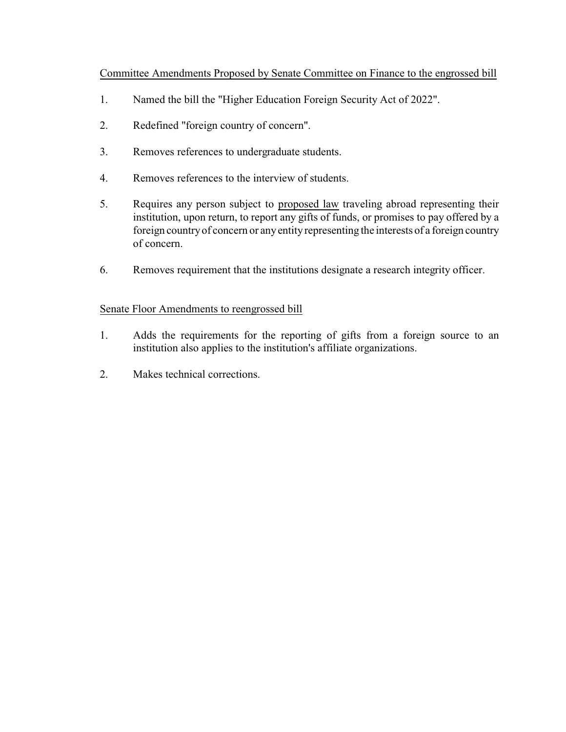Committee Amendments Proposed by Senate Committee on Finance to the engrossed bill

1. Named the bill the "Higher Education Foreign Security Act of 2022".

2. Redefined "foreign country of concern".

3. Removes references to undergraduate students.

4. Removes references to the interview of students.

5. Requires any person subject to proposed law traveling abroad representing their institution, upon return, to report any gifts of funds, or promises to pay offered by a foreign country of concern or any entity representing the interests of a foreign country of concern.

6. Removes requirement that the institutions designate a research integrity officer.

Senate Floor Amendments to reengrossed bill

1. Adds the requirements for the reporting of gifts from a foreign source to an institution also applies to the institution's affiliate organizations.

2. Makes technical corrections.